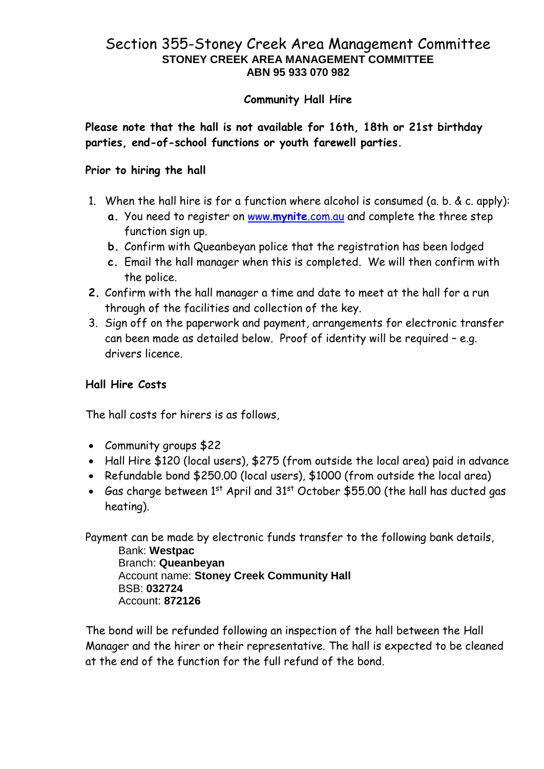# Section 355-Stoney Creek Area Management Committee

**STONEY CREEK AREA MANAGEMENT COMMITTEE**
**ABN 95 933 070 982**

## Community Hall Hire

**Please note that the hall is not available for 16th, 18th or 21st birthday parties, end-of-school functions or youth farewell parties.**

### Prior to hiring the hall

1. When the hall hire is for a function where alcohol is consumed (a. b. & c. apply):
   - **a.** You need to register on www.**mynite**.com.au and complete the three step function sign up.
   - **b.** Confirm with Queanbeyan police that the registration has been lodged
   - **c.** Email the hall manager when this is completed. We will then confirm with the police.
2. Confirm with the hall manager a time and date to meet at the hall for a run through of the facilities and collection of the key.
3. Sign off on the paperwork and payment, arrangements for electronic transfer can been made as detailed below. Proof of identity will be required – e.g. drivers licence.

### Hall Hire Costs

The hall costs for hirers is as follows,

- Community groups $22
- Hall Hire $120 (local users), $275 (from outside the local area) paid in advance
- Refundable bond $250.00 (local users), $1000 (from outside the local area)
- Gas charge between 1st April and 31st October $55.00 (the hall has ducted gas heating).

Payment can be made by electronic funds transfer to the following bank details,

Bank: **Westpac**
Branch: **Queanbeyan**
Account name: **Stoney Creek Community Hall**
BSB: **032724**
Account: **872126**

The bond will be refunded following an inspection of the hall between the Hall Manager and the hirer or their representative. The hall is expected to be cleaned at the end of the function for the full refund of the bond.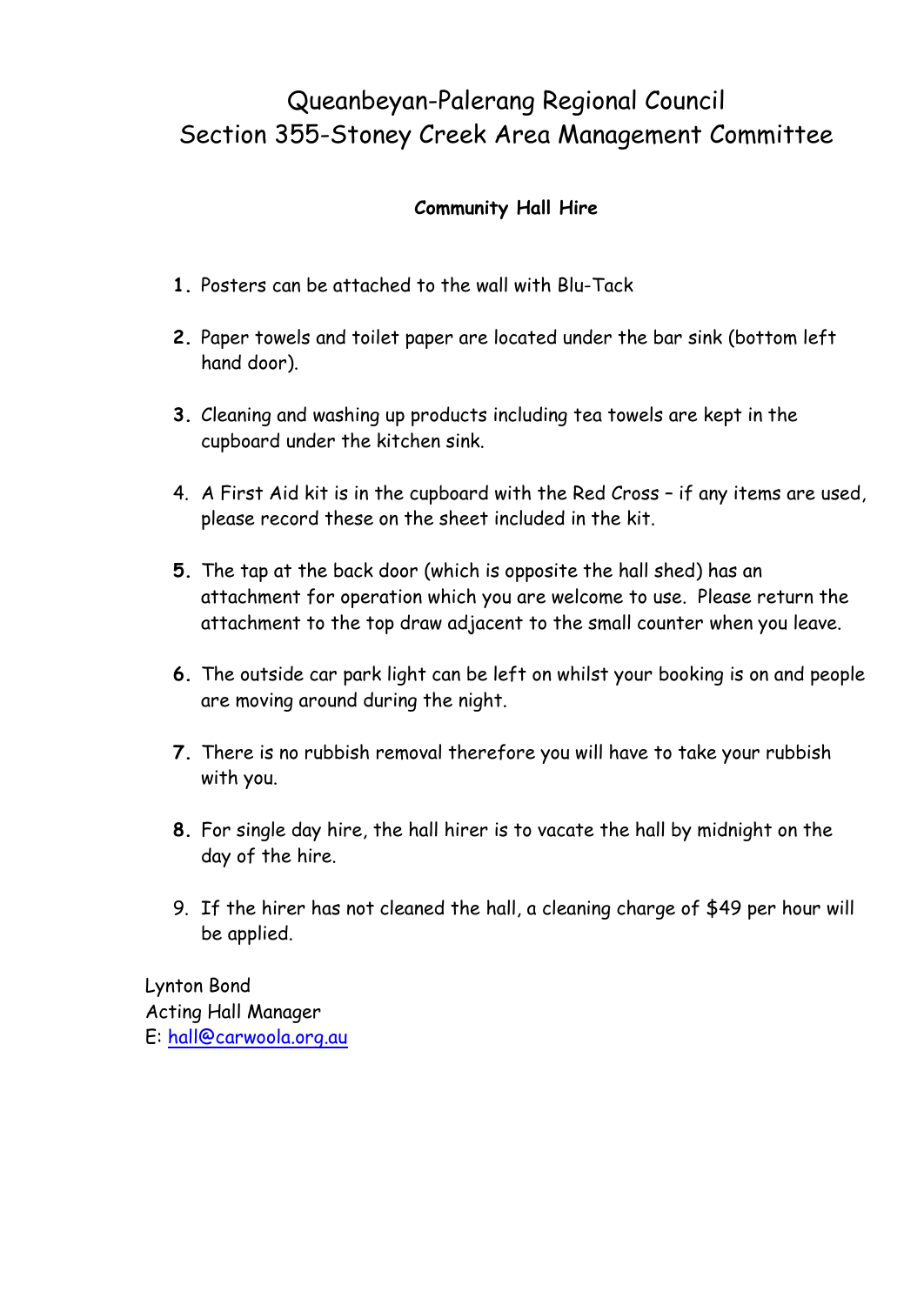# Queanbeyan-Palerang Regional Council
# Section 355-Stoney Creek Area Management Committee

**Community Hall Hire**

1. Posters can be attached to the wall with Blu-Tack

2. Paper towels and toilet paper are located under the bar sink (bottom left hand door).

3. Cleaning and washing up products including tea towels are kept in the cupboard under the kitchen sink.

4. A First Aid kit is in the cupboard with the Red Cross – if any items are used, please record these on the sheet included in the kit.

5. The tap at the back door (which is opposite the hall shed) has an attachment for operation which you are welcome to use. Please return the attachment to the top draw adjacent to the small counter when you leave.

6. The outside car park light can be left on whilst your booking is on and people are moving around during the night.

7. There is no rubbish removal therefore you will have to take your rubbish with you.

8. For single day hire, the hall hirer is to vacate the hall by midnight on the day of the hire.

9. If the hirer has not cleaned the hall, a cleaning charge of $49 per hour will be applied.

Lynton Bond
Acting Hall Manager
E: hall@carwoola.org.au